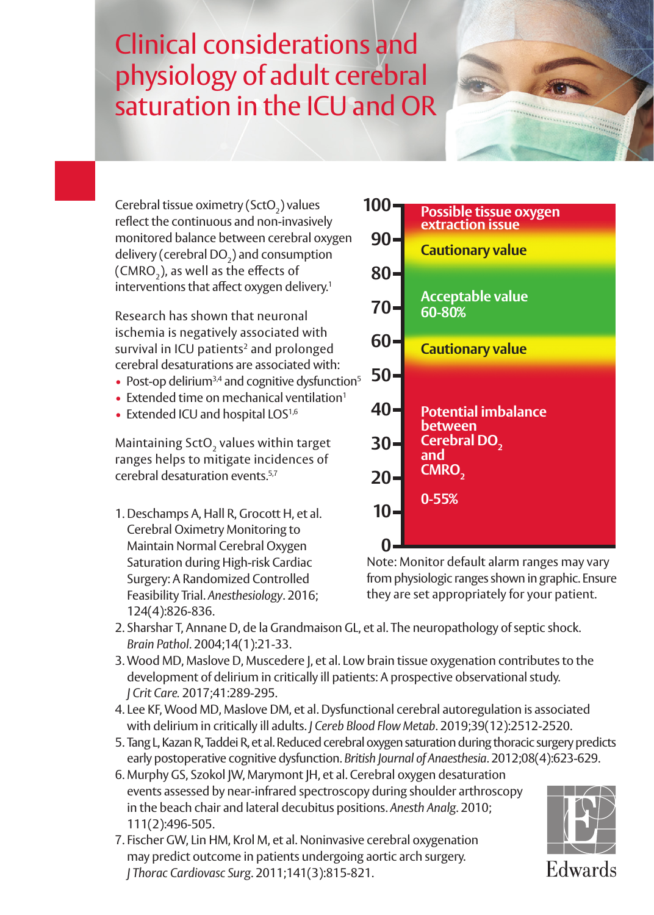# Clinical considerations and physiology of adult cerebral saturation in the ICU and OR

Cerebral tissue oximetry ($SctO_2$) values reflect the continuous and non-invasively monitored balance between cerebral oxygen delivery (cerebral $DO_2$) and consumption ($CMRO_2$), as well as the effects of interventions that affect oxygen delivery.[1]

Research has shown that neuronal ischemia is negatively associated with survival in ICU patients[2] and prolonged cerebral desaturations are associated with:

- Post-op delirium[3,4] and cognitive dysfunction[5]
- Extended time on mechanical ventilation[1]
- Extended ICU and hospital LOS[1,6]

Maintaining $SctO_2$ values within target ranges helps to mitigate incidences of cerebral desaturation events.[5,7]

100
90
80
70
60
50
40
30
20
10
0

Possible tissue oxygen extraction issue

Cautionary value

Acceptable value
60-80%

Cautionary value

Potential imbalance between
Cerebral $DO_2$
and
$CMRO_2$

0-55%

Note: Monitor default alarm ranges may vary from physiologic ranges shown in graphic. Ensure they are set appropriately for your patient.

1. Deschamps A, Hall R, Grocott H, et al. Cerebral Oximetry Monitoring to Maintain Normal Cerebral Oxygen Saturation during High-risk Cardiac Surgery: A Randomized Controlled Feasibility Trial. *Anesthesiology*. 2016; 124(4):826-836.
2. Sharshar T, Annane D, de la Grandmaison GL, et al. The neuropathology of septic shock. *Brain Pathol*. 2004;14(1):21-33.
3. Wood MD, Maslove D, Muscedere J, et al. Low brain tissue oxygenation contributes to the development of delirium in critically ill patients: A prospective observational study. *J Crit Care.* 2017;41:289-295.
4. Lee KF, Wood MD, Maslove DM, et al. Dysfunctional cerebral autoregulation is associated with delirium in critically ill adults. *J Cereb Blood Flow Metab*. 2019;39(12):2512-2520.
5. Tang L, Kazan R, Taddei R, et al. Reduced cerebral oxygen saturation during thoracic surgery predicts early postoperative cognitive dysfunction. *British Journal of Anaesthesia*. 2012;08(4):623-629.
6. Murphy GS, Szokol JW, Marymont JH, et al. Cerebral oxygen desaturation events assessed by near-infrared spectroscopy during shoulder arthroscopy in the beach chair and lateral decubitus positions. *Anesth Analg*. 2010; 111(2):496-505.
7. Fischer GW, Lin HM, Krol M, et al. Noninvasive cerebral oxygenation may predict outcome in patients undergoing aortic arch surgery. *J Thorac Cardiovasc Surg*. 2011;141(3):815-821.

Edwards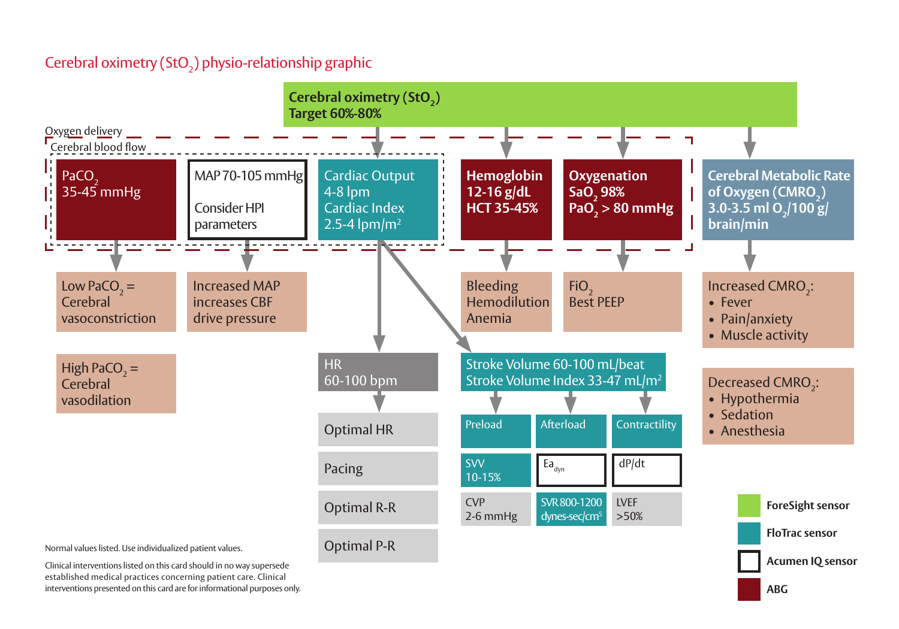## Cerebral oximetry ($StO_2$) physio-relationship graphic

**Cerebral oximetry ($StO_2$)**
**Target 60%-80%**

Oxygen delivery

Cerebral blood flow

$PaCO_2$
35-45 mmHg

MAP 70-105 mmHg

Consider HPI parameters

Cardiac Output
4-8 lpm
Cardiac Index
2.5-4 lpm/m²

**Hemoglobin**
**12-16 g/dL**
**HCT 35-45%**

**Oxygenation**
**$SaO_2$ 98%**
**$PaO_2$ > 80 mmHg**

**Cerebral Metabolic Rate of Oxygen ($CMRO_2$)**
**3.0-3.5 ml $O_2$/100 g/ brain/min**

Low $PaCO_2$ = Cerebral vasoconstriction

High $PaCO_2$ = Cerebral vasodilation

Increased MAP increases CBF drive pressure

Bleeding
Hemodilution
Anemia

$FiO_2$
Best PEEP

Increased $CMRO_2$:
- Fever
- Pain/anxiety
- Muscle activity

Decreased $CMRO_2$:
- Hypothermia
- Sedation
- Anesthesia

HR
60-100 bpm

Optimal HR

Pacing

Optimal R-R

Optimal P-R

Stroke Volume 60-100 mL/beat
Stroke Volume Index 33-47 mL/m²

Preload

Afterload

Contractility

SVV
10-15%

$Ea_{dyn}$

dP/dt

CVP
2-6 mmHg

SVR 800-1200 dynes-sec/cm⁵

LVEF
>50%

ForeSight sensor

FloTrac sensor

Acumen IQ sensor

ABG

Normal values listed. Use individualized patient values.

Clinical interventions listed on this card should in no way supersede established medical practices concerning patient care. Clinical interventions presented on this card are for informational purposes only.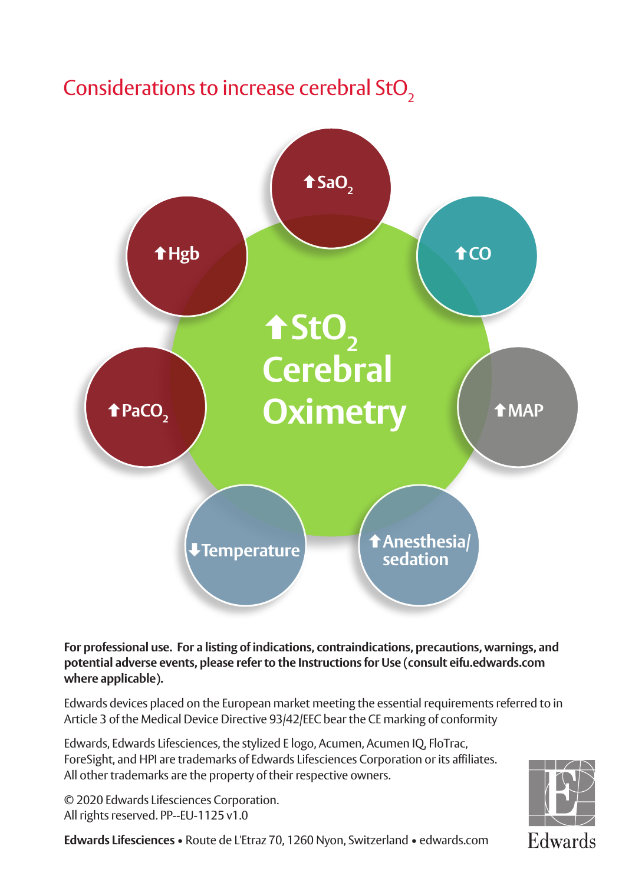## Considerations to increase cerebral $StO_2$

↑ $StO_2$ Cerebral Oximetry

↑ $SaO_2$

↑ CO

↑ MAP

↑ Anesthesia/ sedation

↓ Temperature

↑ $PaCO_2$

↑ Hgb

**For professional use. For a listing of indications, contraindications, precautions, warnings, and potential adverse events, please refer to the Instructions for Use (consult eifu.edwards.com where applicable).**

Edwards devices placed on the European market meeting the essential requirements referred to in Article 3 of the Medical Device Directive 93/42/EEC bear the CE marking of conformity

Edwards, Edwards Lifesciences, the stylized E logo, Acumen, Acumen IQ, FloTrac, ForeSight, and HPI are trademarks of Edwards Lifesciences Corporation or its affiliates. All other trademarks are the property of their respective owners.

© 2020 Edwards Lifesciences Corporation. All rights reserved. PP--EU-1125 v1.0

**Edwards Lifesciences** • Route de L'Etraz 70, 1260 Nyon, Switzerland • edwards.com

Edwards